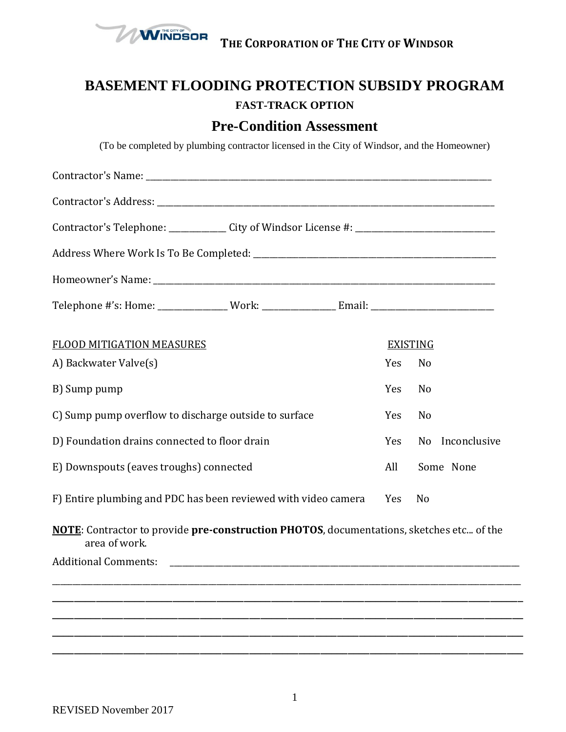THE CORPORATION OF THE CITY OF WINDSOR

# BASEMENT FLOODING PROTECTION SUBSIDY PROGRAM

## FAST-TRACK OPTION

## Pre-Condition Assessment

(To be completed by plumbing contractor licensed in the City of Windsor, and the Homeowner)

Contractor's Name: ____________________________________________________________

Contractor's Address: __________________________________________________________

Contractor's Telephone: ____________ City of Windsor License #: ________________________

Address Where Work Is To Be Completed: _____________________________________________

Homeowner's Name: ___________________________________________________________

Telephone #'s: Home: _____________ Work: _____________ Email: ______________________

| FLOOD MITIGATION MEASURES | EXISTING | | |
|---|---|---|---|
| A) Backwater Valve(s) | Yes | No | |
| B) Sump pump | Yes | No | |
| C) Sump pump overflow to discharge outside to surface | Yes | No | |
| D) Foundation drains connected to floor drain | Yes | No | Inconclusive |
| E) Downspouts (eaves troughs) connected | All | Some | None |
| F) Entire plumbing and PDC has been reviewed with video camera | Yes | No | |

**NOTE**: Contractor to provide **pre-construction PHOTOS**, documentations, sketches etc... of the area of work.

Additional Comments: ______________________________________________________________

_______________________________________________________________________________

_______________________________________________________________________________

_______________________________________________________________________________

_______________________________________________________________________________

_______________________________________________________________________________

REVISED November 2017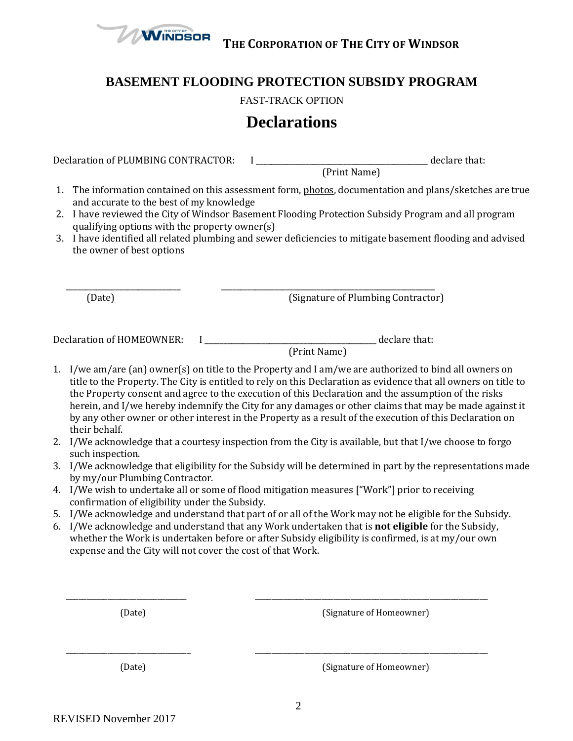**THE CORPORATION OF THE CITY OF WINDSOR**

# BASEMENT FLOODING PROTECTION SUBSIDY PROGRAM

FAST-TRACK OPTION

## Declarations

Declaration of PLUMBING CONTRACTOR: I ________________________________________ declare that:
(Print Name)

1. The information contained on this assessment form, photos, documentation and plans/sketches are true and accurate to the best of my knowledge
2. I have reviewed the City of Windsor Basement Flooding Protection Subsidy Program and all program qualifying options with the property owner(s)
3. I have identified all related plumbing and sewer deficiencies to mitigate basement flooding and advised the owner of best options

___________________________ ___________________________________________________
(Date) (Signature of Plumbing Contractor)

Declaration of HOMEOWNER: I ________________________________________ declare that:
(Print Name)

1. I/we am/are (an) owner(s) on title to the Property and I am/we are authorized to bind all owners on title to the Property. The City is entitled to rely on this Declaration as evidence that all owners on title to the Property consent and agree to the execution of this Declaration and the assumption of the risks herein, and I/we hereby indemnify the City for any damages or other claims that may be made against it by any other owner or other interest in the Property as a result of the execution of this Declaration on their behalf.
2. I/We acknowledge that a courtesy inspection from the City is available, but that I/we choose to forgo such inspection.
3. I/We acknowledge that eligibility for the Subsidy will be determined in part by the representations made by my/our Plumbing Contractor.
4. I/We wish to undertake all or some of flood mitigation measures ["Work"] prior to receiving confirmation of eligibility under the Subsidy.
5. I/We acknowledge and understand that part of or all of the Work may not be eligible for the Subsidy.
6. I/We acknowledge and understand that any Work undertaken that is **not eligible** for the Subsidy, whether the Work is undertaken before or after Subsidy eligibility is confirmed, is at my/our own expense and the City will not cover the cost of that Work.

___________________________ ___________________________________________________
(Date) (Signature of Homeowner)

___________________________ ___________________________________________________
(Date) (Signature of Homeowner)

REVISED November 2017